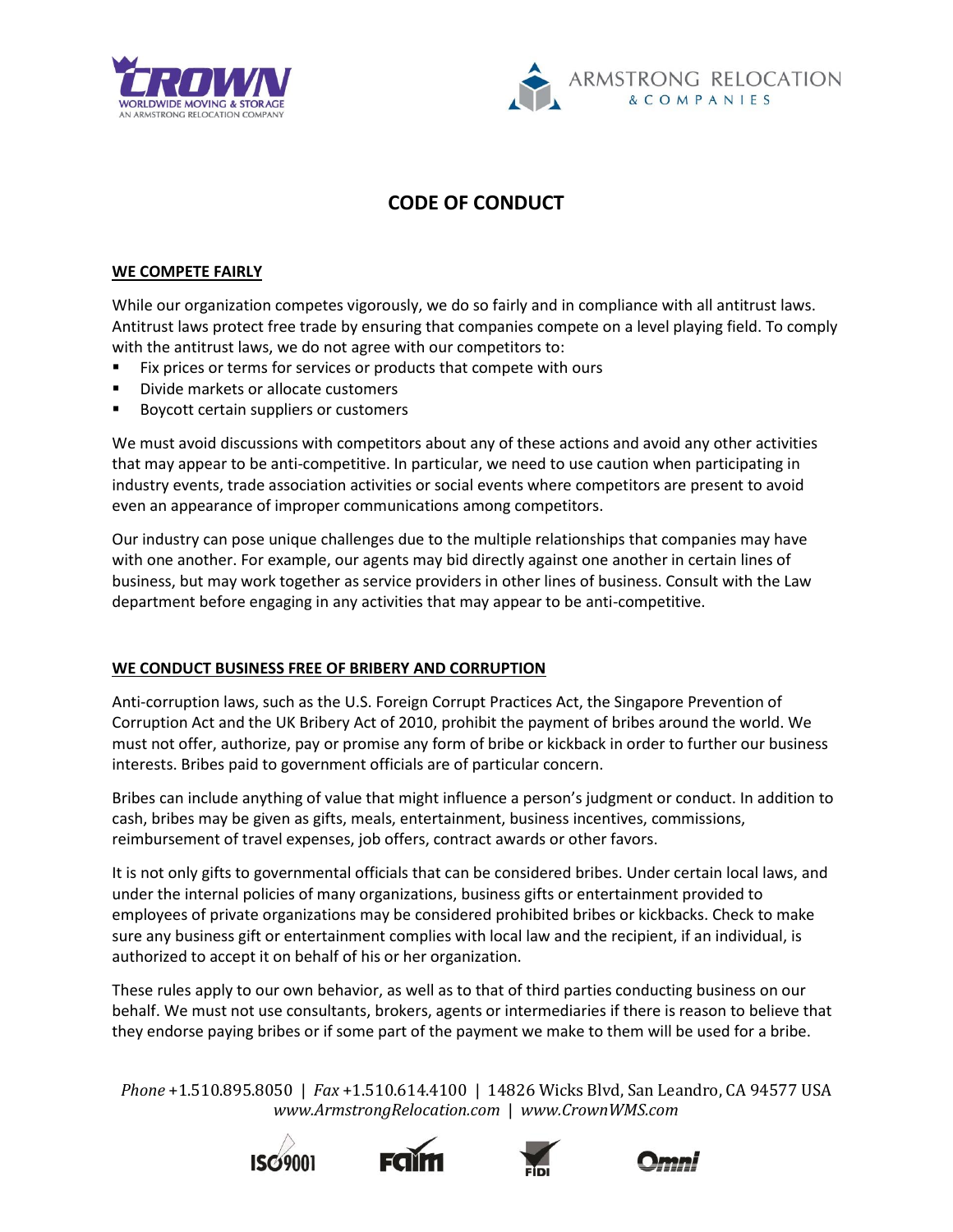# CODE OF CONDUCT

## WE COMPETE FAIRLY

While our organization competes vigorously, we do so fairly and in compliance with all antitrust laws. Antitrust laws protect free trade by ensuring that companies compete on a level playing field. To comply with the antitrust laws, we do not agree with our competitors to:

- Fix prices or terms for services or products that compete with ours
- Divide markets or allocate customers
- Boycott certain suppliers or customers

We must avoid discussions with competitors about any of these actions and avoid any other activities that may appear to be anti-competitive. In particular, we need to use caution when participating in industry events, trade association activities or social events where competitors are present to avoid even an appearance of improper communications among competitors.

Our industry can pose unique challenges due to the multiple relationships that companies may have with one another. For example, our agents may bid directly against one another in certain lines of business, but may work together as service providers in other lines of business. Consult with the Law department before engaging in any activities that may appear to be anti-competitive.

## WE CONDUCT BUSINESS FREE OF BRIBERY AND CORRUPTION

Anti-corruption laws, such as the U.S. Foreign Corrupt Practices Act, the Singapore Prevention of Corruption Act and the UK Bribery Act of 2010, prohibit the payment of bribes around the world. We must not offer, authorize, pay or promise any form of bribe or kickback in order to further our business interests. Bribes paid to government officials are of particular concern.

Bribes can include anything of value that might influence a person's judgment or conduct. In addition to cash, bribes may be given as gifts, meals, entertainment, business incentives, commissions, reimbursement of travel expenses, job offers, contract awards or other favors.

It is not only gifts to governmental officials that can be considered bribes. Under certain local laws, and under the internal policies of many organizations, business gifts or entertainment provided to employees of private organizations may be considered prohibited bribes or kickbacks. Check to make sure any business gift or entertainment complies with local law and the recipient, if an individual, is authorized to accept it on behalf of his or her organization.

These rules apply to our own behavior, as well as to that of third parties conducting business on our behalf. We must not use consultants, brokers, agents or intermediaries if there is reason to believe that they endorse paying bribes or if some part of the payment we make to them will be used for a bribe.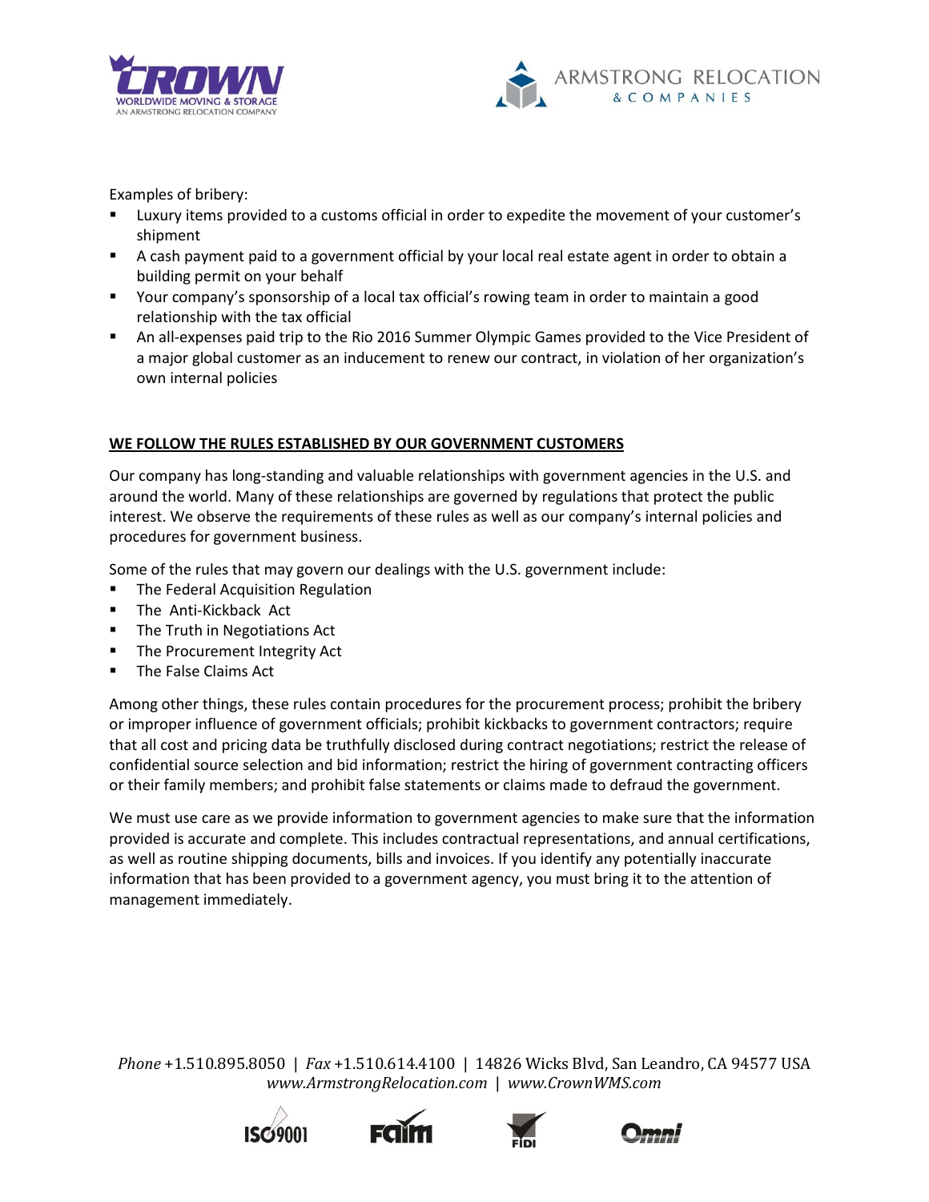Examples of bribery:

- Luxury items provided to a customs official in order to expedite the movement of your customer's shipment
- A cash payment paid to a government official by your local real estate agent in order to obtain a building permit on your behalf
- Your company's sponsorship of a local tax official's rowing team in order to maintain a good relationship with the tax official
- An all-expenses paid trip to the Rio 2016 Summer Olympic Games provided to the Vice President of a major global customer as an inducement to renew our contract, in violation of her organization's own internal policies

## WE FOLLOW THE RULES ESTABLISHED BY OUR GOVERNMENT CUSTOMERS

Our company has long-standing and valuable relationships with government agencies in the U.S. and around the world. Many of these relationships are governed by regulations that protect the public interest. We observe the requirements of these rules as well as our company's internal policies and procedures for government business.

Some of the rules that may govern our dealings with the U.S. government include:

- The Federal Acquisition Regulation
- The Anti-Kickback Act
- The Truth in Negotiations Act
- The Procurement Integrity Act
- The False Claims Act

Among other things, these rules contain procedures for the procurement process; prohibit the bribery or improper influence of government officials; prohibit kickbacks to government contractors; require that all cost and pricing data be truthfully disclosed during contract negotiations; restrict the release of confidential source selection and bid information; restrict the hiring of government contracting officers or their family members; and prohibit false statements or claims made to defraud the government.

We must use care as we provide information to government agencies to make sure that the information provided is accurate and complete. This includes contractual representations, and annual certifications, as well as routine shipping documents, bills and invoices. If you identify any potentially inaccurate information that has been provided to a government agency, you must bring it to the attention of management immediately.